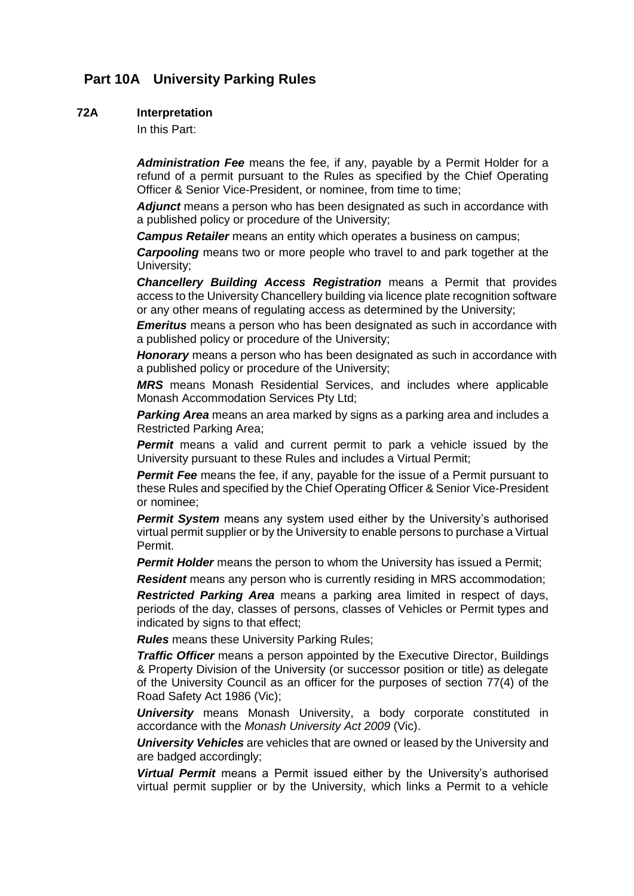## Part 10A University Parking Rules

### 72A Interpretation

In this Part:

***Administration Fee*** means the fee, if any, payable by a Permit Holder for a refund of a permit pursuant to the Rules as specified by the Chief Operating Officer & Senior Vice-President, or nominee, from time to time;

***Adjunct*** means a person who has been designated as such in accordance with a published policy or procedure of the University;

***Campus Retailer*** means an entity which operates a business on campus;

***Carpooling*** means two or more people who travel to and park together at the University;

***Chancellery Building Access Registration*** means a Permit that provides access to the University Chancellery building via licence plate recognition software or any other means of regulating access as determined by the University;

***Emeritus*** means a person who has been designated as such in accordance with a published policy or procedure of the University;

***Honorary*** means a person who has been designated as such in accordance with a published policy or procedure of the University;

***MRS*** means Monash Residential Services, and includes where applicable Monash Accommodation Services Pty Ltd;

***Parking Area*** means an area marked by signs as a parking area and includes a Restricted Parking Area;

***Permit*** means a valid and current permit to park a vehicle issued by the University pursuant to these Rules and includes a Virtual Permit;

***Permit Fee*** means the fee, if any, payable for the issue of a Permit pursuant to these Rules and specified by the Chief Operating Officer & Senior Vice-President or nominee;

***Permit System*** means any system used either by the University's authorised virtual permit supplier or by the University to enable persons to purchase a Virtual Permit.

***Permit Holder*** means the person to whom the University has issued a Permit;

***Resident*** means any person who is currently residing in MRS accommodation;

***Restricted Parking Area*** means a parking area limited in respect of days, periods of the day, classes of persons, classes of Vehicles or Permit types and indicated by signs to that effect;

***Rules*** means these University Parking Rules;

***Traffic Officer*** means a person appointed by the Executive Director, Buildings & Property Division of the University (or successor position or title) as delegate of the University Council as an officer for the purposes of section 77(4) of the Road Safety Act 1986 (Vic);

***University*** means Monash University, a body corporate constituted in accordance with the *Monash University Act 2009* (Vic).

***University Vehicles*** are vehicles that are owned or leased by the University and are badged accordingly;

***Virtual Permit*** means a Permit issued either by the University's authorised virtual permit supplier or by the University, which links a Permit to a vehicle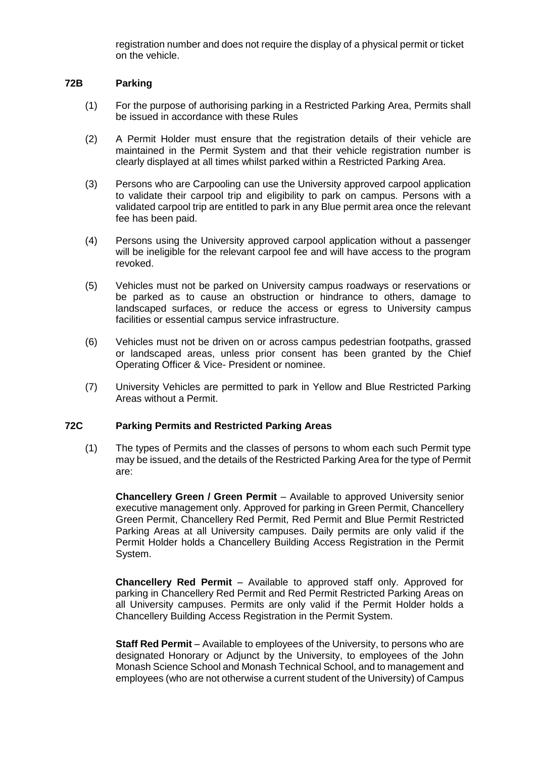registration number and does not require the display of a physical permit or ticket on the vehicle.

## 72B Parking

(1) For the purpose of authorising parking in a Restricted Parking Area, Permits shall be issued in accordance with these Rules

(2) A Permit Holder must ensure that the registration details of their vehicle are maintained in the Permit System and that their vehicle registration number is clearly displayed at all times whilst parked within a Restricted Parking Area.

(3) Persons who are Carpooling can use the University approved carpool application to validate their carpool trip and eligibility to park on campus. Persons with a validated carpool trip are entitled to park in any Blue permit area once the relevant fee has been paid.

(4) Persons using the University approved carpool application without a passenger will be ineligible for the relevant carpool fee and will have access to the program revoked.

(5) Vehicles must not be parked on University campus roadways or reservations or be parked as to cause an obstruction or hindrance to others, damage to landscaped surfaces, or reduce the access or egress to University campus facilities or essential campus service infrastructure.

(6) Vehicles must not be driven on or across campus pedestrian footpaths, grassed or landscaped areas, unless prior consent has been granted by the Chief Operating Officer & Vice- President or nominee.

(7) University Vehicles are permitted to park in Yellow and Blue Restricted Parking Areas without a Permit.

## 72C Parking Permits and Restricted Parking Areas

(1) The types of Permits and the classes of persons to whom each such Permit type may be issued, and the details of the Restricted Parking Area for the type of Permit are:

**Chancellery Green / Green Permit** – Available to approved University senior executive management only. Approved for parking in Green Permit, Chancellery Green Permit, Chancellery Red Permit, Red Permit and Blue Permit Restricted Parking Areas at all University campuses. Daily permits are only valid if the Permit Holder holds a Chancellery Building Access Registration in the Permit System.

**Chancellery Red Permit** – Available to approved staff only. Approved for parking in Chancellery Red Permit and Red Permit Restricted Parking Areas on all University campuses. Permits are only valid if the Permit Holder holds a Chancellery Building Access Registration in the Permit System.

**Staff Red Permit** – Available to employees of the University, to persons who are designated Honorary or Adjunct by the University, to employees of the John Monash Science School and Monash Technical School, and to management and employees (who are not otherwise a current student of the University) of Campus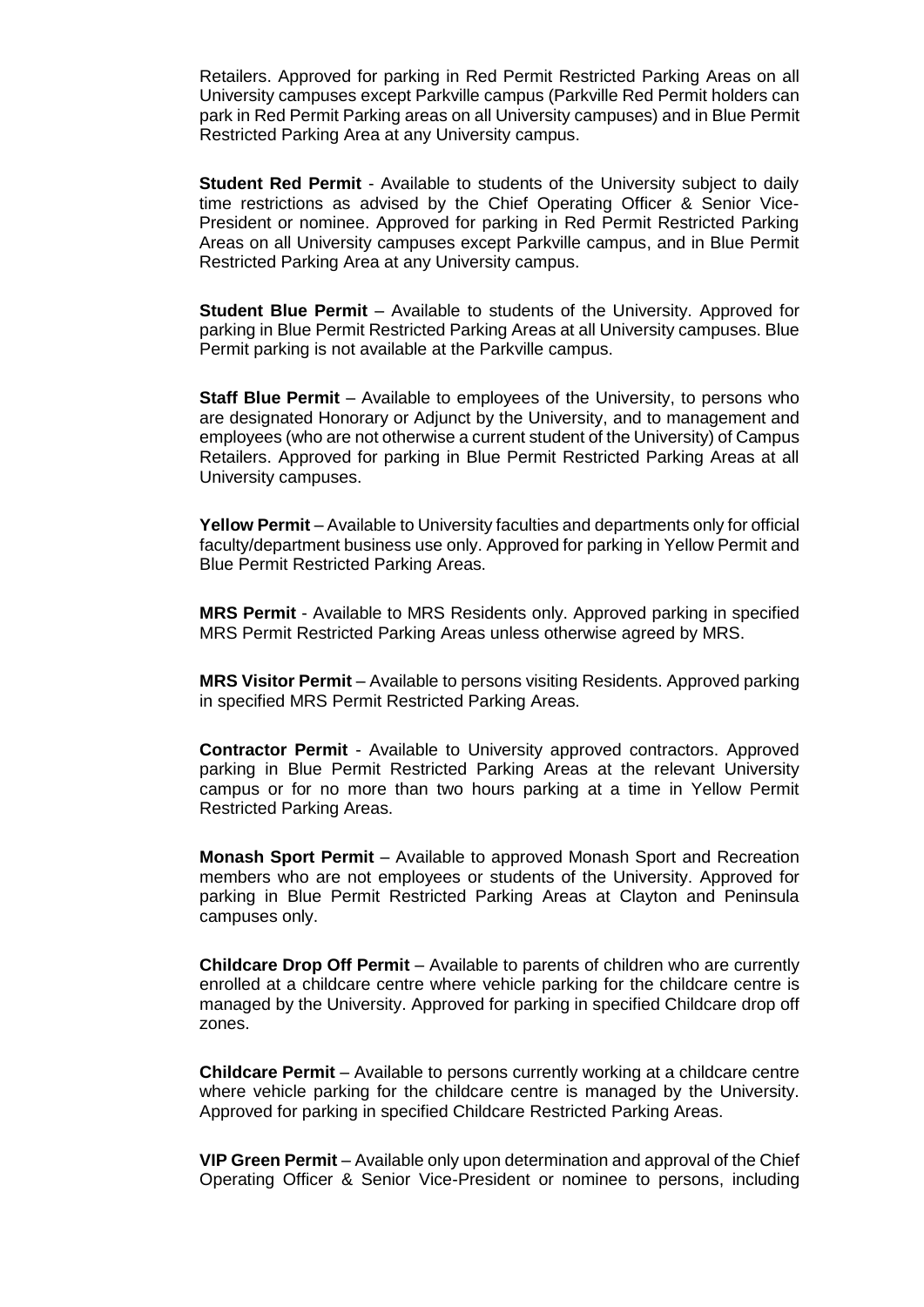Retailers. Approved for parking in Red Permit Restricted Parking Areas on all University campuses except Parkville campus (Parkville Red Permit holders can park in Red Permit Parking areas on all University campuses) and in Blue Permit Restricted Parking Area at any University campus.

**Student Red Permit** - Available to students of the University subject to daily time restrictions as advised by the Chief Operating Officer & Senior Vice-President or nominee. Approved for parking in Red Permit Restricted Parking Areas on all University campuses except Parkville campus, and in Blue Permit Restricted Parking Area at any University campus.

**Student Blue Permit** – Available to students of the University. Approved for parking in Blue Permit Restricted Parking Areas at all University campuses. Blue Permit parking is not available at the Parkville campus.

**Staff Blue Permit** – Available to employees of the University, to persons who are designated Honorary or Adjunct by the University, and to management and employees (who are not otherwise a current student of the University) of Campus Retailers. Approved for parking in Blue Permit Restricted Parking Areas at all University campuses.

**Yellow Permit** – Available to University faculties and departments only for official faculty/department business use only. Approved for parking in Yellow Permit and Blue Permit Restricted Parking Areas.

**MRS Permit** - Available to MRS Residents only. Approved parking in specified MRS Permit Restricted Parking Areas unless otherwise agreed by MRS.

**MRS Visitor Permit** – Available to persons visiting Residents. Approved parking in specified MRS Permit Restricted Parking Areas.

**Contractor Permit** - Available to University approved contractors. Approved parking in Blue Permit Restricted Parking Areas at the relevant University campus or for no more than two hours parking at a time in Yellow Permit Restricted Parking Areas.

**Monash Sport Permit** – Available to approved Monash Sport and Recreation members who are not employees or students of the University. Approved for parking in Blue Permit Restricted Parking Areas at Clayton and Peninsula campuses only.

**Childcare Drop Off Permit** – Available to parents of children who are currently enrolled at a childcare centre where vehicle parking for the childcare centre is managed by the University. Approved for parking in specified Childcare drop off zones.

**Childcare Permit** – Available to persons currently working at a childcare centre where vehicle parking for the childcare centre is managed by the University. Approved for parking in specified Childcare Restricted Parking Areas.

**VIP Green Permit** – Available only upon determination and approval of the Chief Operating Officer & Senior Vice-President or nominee to persons, including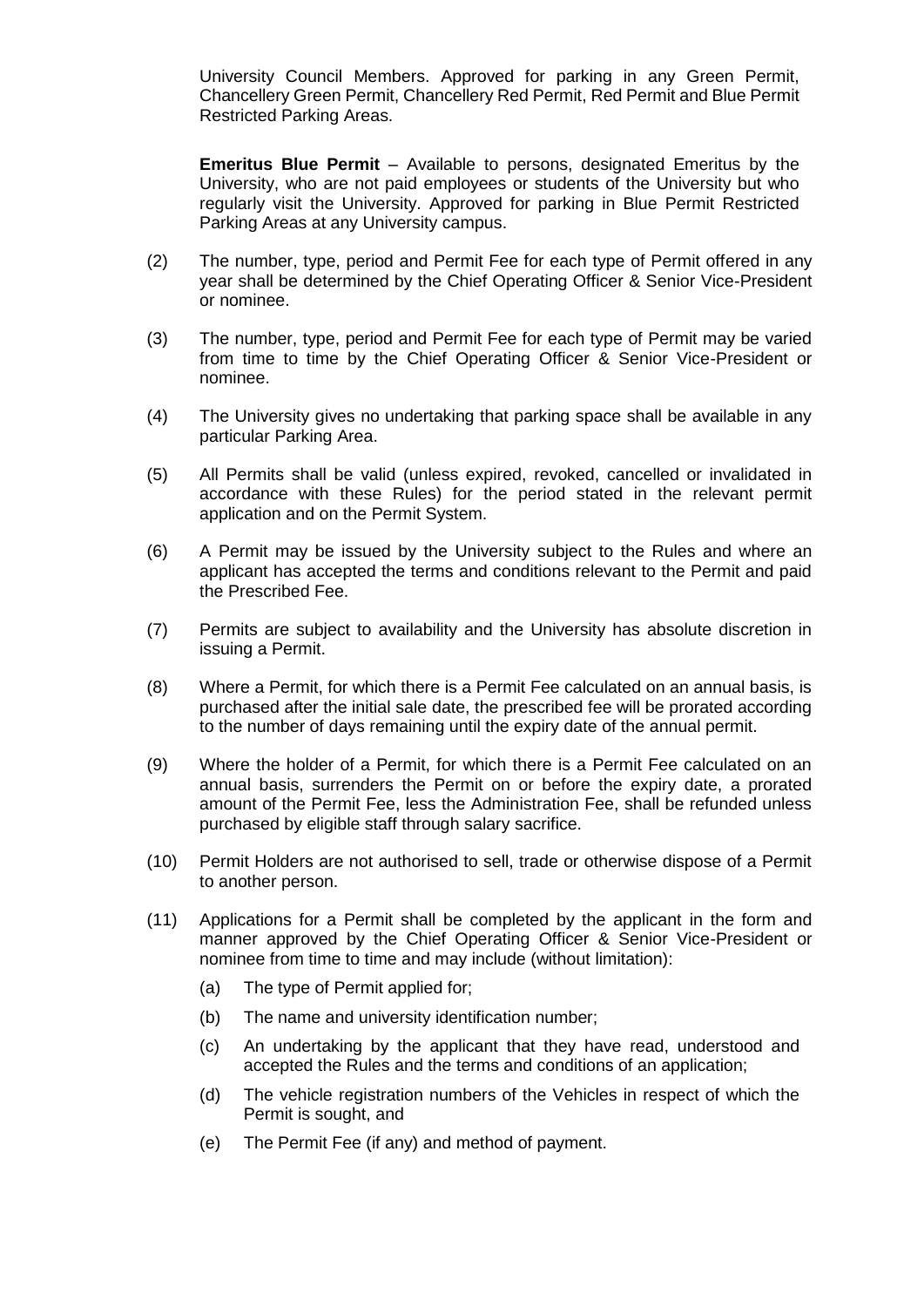University Council Members. Approved for parking in any Green Permit, Chancellery Green Permit, Chancellery Red Permit, Red Permit and Blue Permit Restricted Parking Areas.

**Emeritus Blue Permit** – Available to persons, designated Emeritus by the University, who are not paid employees or students of the University but who regularly visit the University. Approved for parking in Blue Permit Restricted Parking Areas at any University campus.

(2) The number, type, period and Permit Fee for each type of Permit offered in any year shall be determined by the Chief Operating Officer & Senior Vice-President or nominee.

(3) The number, type, period and Permit Fee for each type of Permit may be varied from time to time by the Chief Operating Officer & Senior Vice-President or nominee.

(4) The University gives no undertaking that parking space shall be available in any particular Parking Area.

(5) All Permits shall be valid (unless expired, revoked, cancelled or invalidated in accordance with these Rules) for the period stated in the relevant permit application and on the Permit System.

(6) A Permit may be issued by the University subject to the Rules and where an applicant has accepted the terms and conditions relevant to the Permit and paid the Prescribed Fee.

(7) Permits are subject to availability and the University has absolute discretion in issuing a Permit.

(8) Where a Permit, for which there is a Permit Fee calculated on an annual basis, is purchased after the initial sale date, the prescribed fee will be prorated according to the number of days remaining until the expiry date of the annual permit.

(9) Where the holder of a Permit, for which there is a Permit Fee calculated on an annual basis, surrenders the Permit on or before the expiry date, a prorated amount of the Permit Fee, less the Administration Fee, shall be refunded unless purchased by eligible staff through salary sacrifice.

(10) Permit Holders are not authorised to sell, trade or otherwise dispose of a Permit to another person.

(11) Applications for a Permit shall be completed by the applicant in the form and manner approved by the Chief Operating Officer & Senior Vice-President or nominee from time to time and may include (without limitation):

  (a) The type of Permit applied for;

  (b) The name and university identification number;

  (c) An undertaking by the applicant that they have read, understood and accepted the Rules and the terms and conditions of an application;

  (d) The vehicle registration numbers of the Vehicles in respect of which the Permit is sought, and

  (e) The Permit Fee (if any) and method of payment.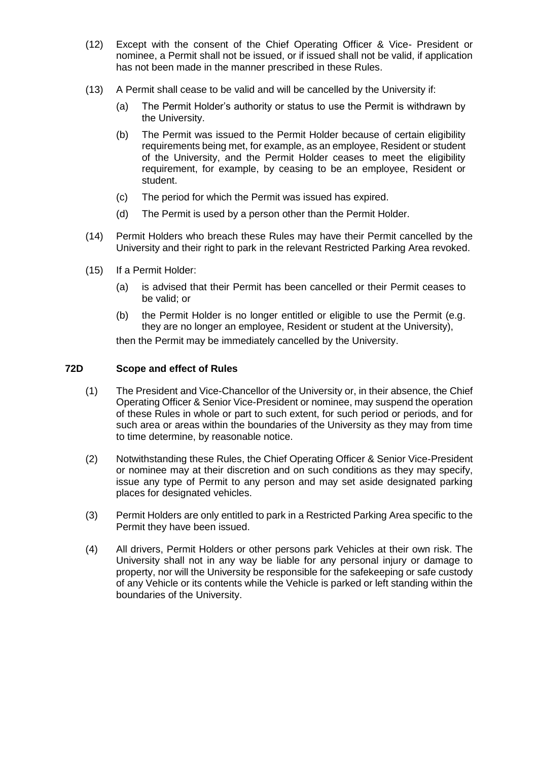(12) Except with the consent of the Chief Operating Officer & Vice- President or nominee, a Permit shall not be issued, or if issued shall not be valid, if application has not been made in the manner prescribed in these Rules.

(13) A Permit shall cease to be valid and will be cancelled by the University if:

   (a) The Permit Holder's authority or status to use the Permit is withdrawn by the University.

   (b) The Permit was issued to the Permit Holder because of certain eligibility requirements being met, for example, as an employee, Resident or student of the University, and the Permit Holder ceases to meet the eligibility requirement, for example, by ceasing to be an employee, Resident or student.

   (c) The period for which the Permit was issued has expired.

   (d) The Permit is used by a person other than the Permit Holder.

(14) Permit Holders who breach these Rules may have their Permit cancelled by the University and their right to park in the relevant Restricted Parking Area revoked.

(15) If a Permit Holder:

   (a) is advised that their Permit has been cancelled or their Permit ceases to be valid; or

   (b) the Permit Holder is no longer entitled or eligible to use the Permit (e.g. they are no longer an employee, Resident or student at the University),

   then the Permit may be immediately cancelled by the University.

## 72D Scope and effect of Rules

(1) The President and Vice-Chancellor of the University or, in their absence, the Chief Operating Officer & Senior Vice-President or nominee, may suspend the operation of these Rules in whole or part to such extent, for such period or periods, and for such area or areas within the boundaries of the University as they may from time to time determine, by reasonable notice.

(2) Notwithstanding these Rules, the Chief Operating Officer & Senior Vice-President or nominee may at their discretion and on such conditions as they may specify, issue any type of Permit to any person and may set aside designated parking places for designated vehicles.

(3) Permit Holders are only entitled to park in a Restricted Parking Area specific to the Permit they have been issued.

(4) All drivers, Permit Holders or other persons park Vehicles at their own risk. The University shall not in any way be liable for any personal injury or damage to property, nor will the University be responsible for the safekeeping or safe custody of any Vehicle or its contents while the Vehicle is parked or left standing within the boundaries of the University.